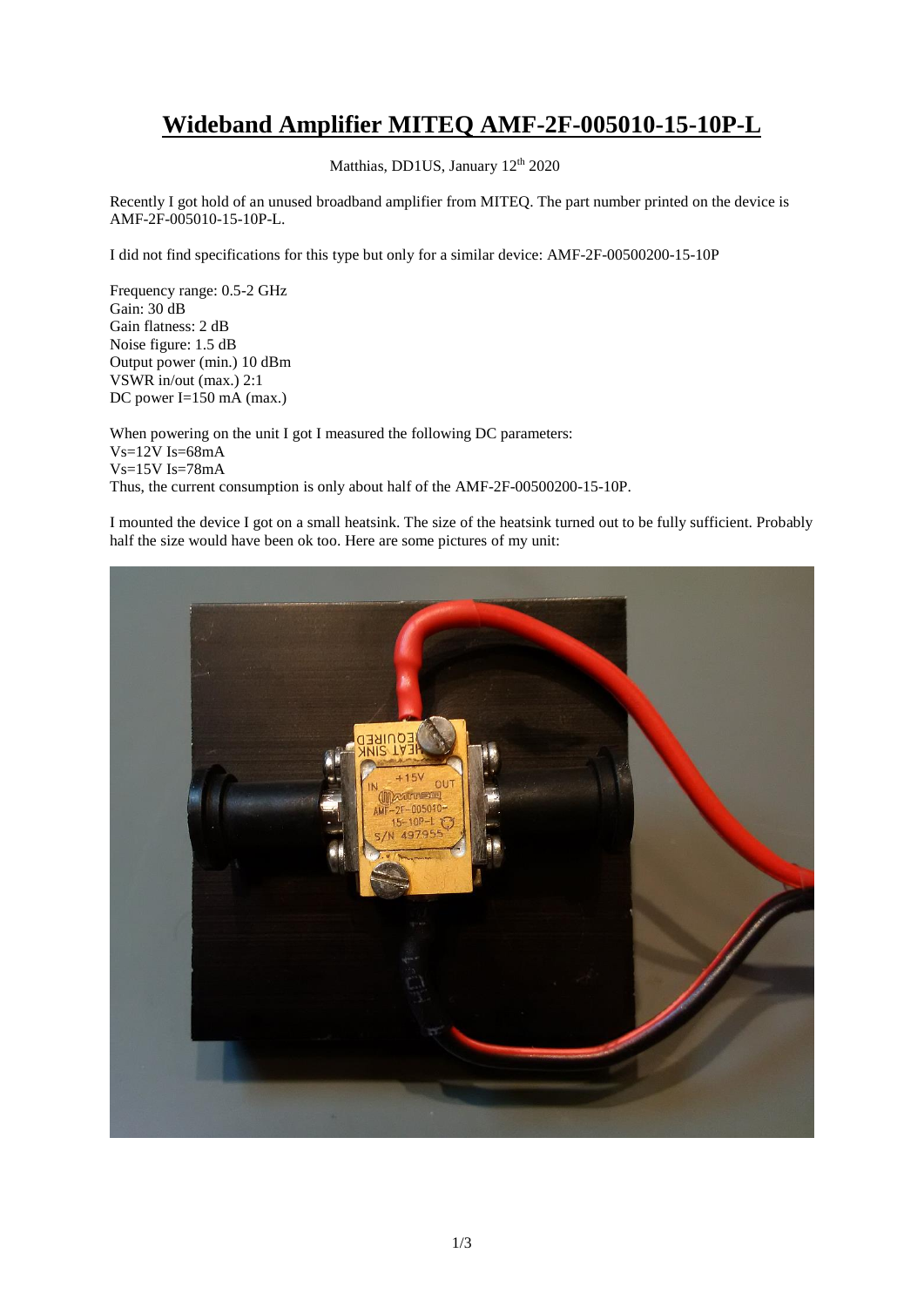# Wideband Amplifier MITEQ AMF-2F-005010-15-10P-L

Matthias, DD1US, January 12th 2020

Recently I got hold of an unused broadband amplifier from MITEQ. The part number printed on the device is AMF-2F-005010-15-10P-L.

I did not find specifications for this type but only for a similar device: AMF-2F-00500200-15-10P

Frequency range: 0.5-2 GHz  
Gain: 30 dB  
Gain flatness: 2 dB  
Noise figure: 1.5 dB  
Output power (min.) 10 dBm  
VSWR in/out (max.) 2:1  
DC power I=150 mA (max.)

When powering on the unit I got I measured the following DC parameters:  
Vs=12V Is=68mA  
Vs=15V Is=78mA  
Thus, the current consumption is only about half of the AMF-2F-00500200-15-10P.

I mounted the device I got on a small heatsink. The size of the heatsink turned out to be fully sufficient. Probably half the size would have been ok too. Here are some pictures of my unit: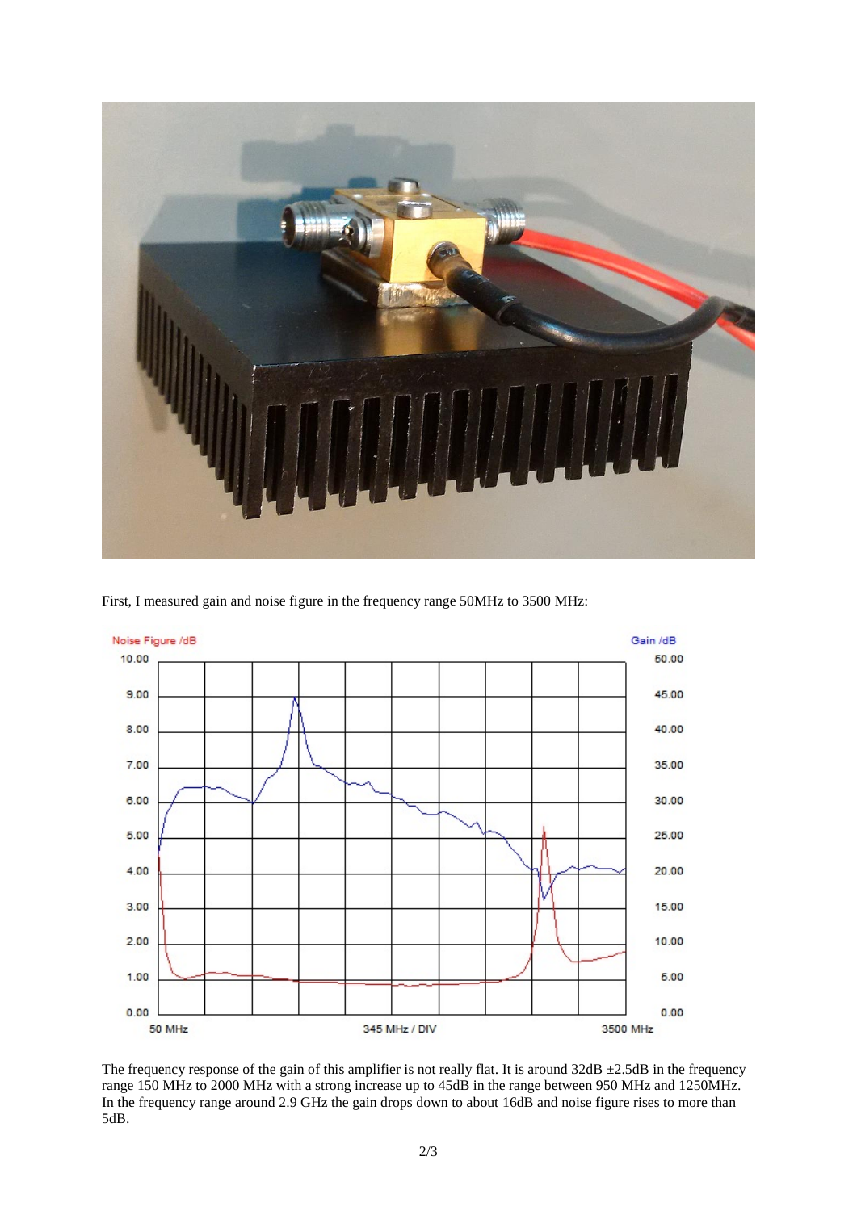First, I measured gain and noise figure in the frequency range 50MHz to 3500 MHz:

The frequency response of the gain of this amplifier is not really flat. It is around 32dB ±2.5dB in the frequency range 150 MHz to 2000 MHz with a strong increase up to 45dB in the range between 950 MHz and 1250MHz. In the frequency range around 2.9 GHz the gain drops down to about 16dB and noise figure rises to more than 5dB.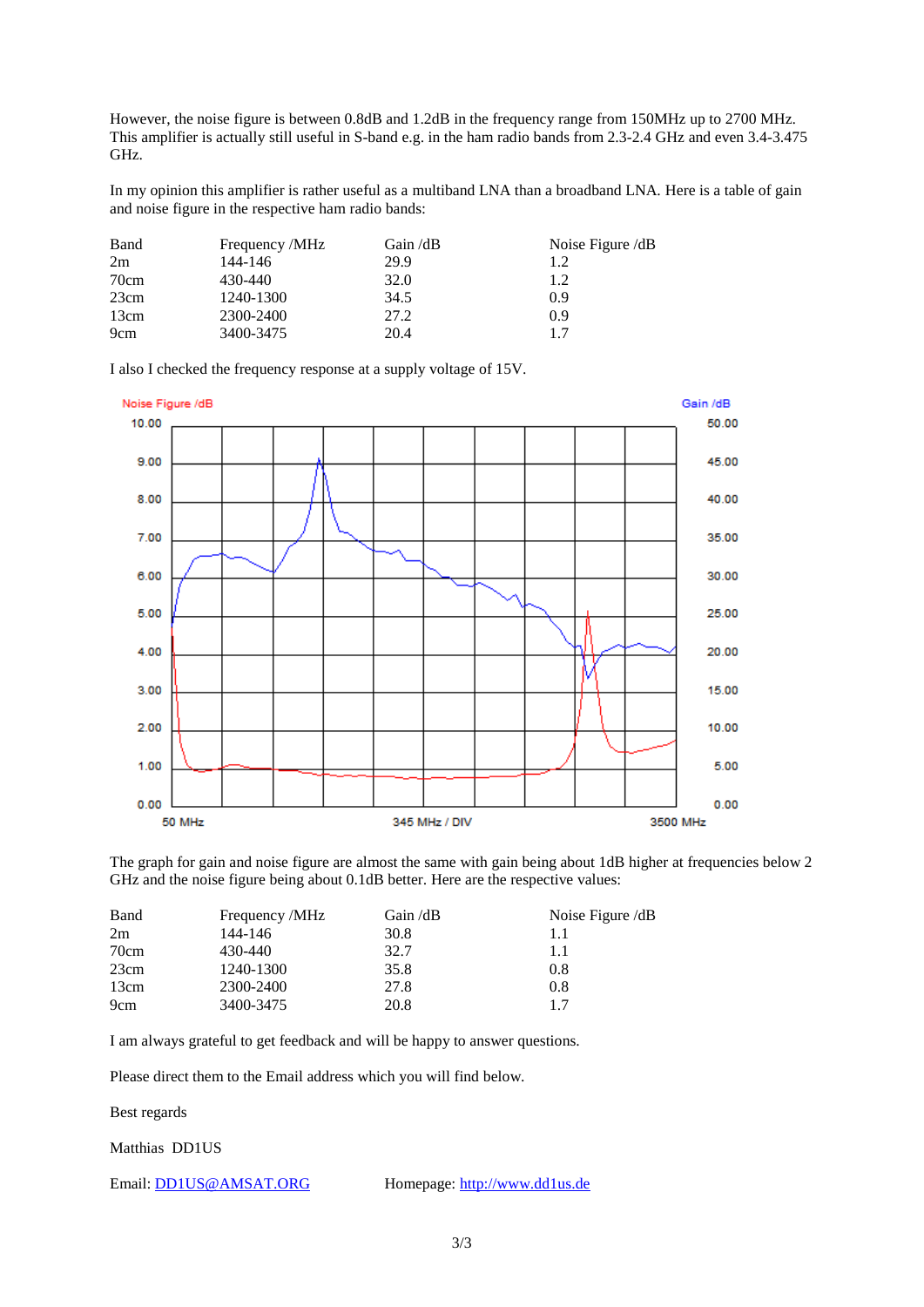However, the noise figure is between 0.8dB and 1.2dB in the frequency range from 150MHz up to 2700 MHz. This amplifier is actually still useful in S-band e.g. in the ham radio bands from 2.3-2.4 GHz and even 3.4-3.475 GHz.

In my opinion this amplifier is rather useful as a multiband LNA than a broadband LNA. Here is a table of gain and noise figure in the respective ham radio bands:

| Band | Frequency /MHz | Gain /dB | Noise Figure /dB |
|---|---|---|---|
| 2m | 144-146 | 29.9 | 1.2 |
| 70cm | 430-440 | 32.0 | 1.2 |
| 23cm | 1240-1300 | 34.5 | 0.9 |
| 13cm | 2300-2400 | 27.2 | 0.9 |
| 9cm | 3400-3475 | 20.4 | 1.7 |

I also I checked the frequency response at a supply voltage of 15V.

Noise Figure /dB
Gain /dB
10.00 9.00 8.00 7.00 6.00 5.00 4.00 3.00 2.00 1.00 0.00
50.00 45.00 40.00 35.00 30.00 25.00 20.00 15.00 10.00 5.00 0.00
50 MHz
345 MHz / DIV
3500 MHz

The graph for gain and noise figure are almost the same with gain being about 1dB higher at frequencies below 2 GHz and the noise figure being about 0.1dB better. Here are the respective values:

| Band | Frequency /MHz | Gain /dB | Noise Figure /dB |
|---|---|---|---|
| 2m | 144-146 | 30.8 | 1.1 |
| 70cm | 430-440 | 32.7 | 1.1 |
| 23cm | 1240-1300 | 35.8 | 0.8 |
| 13cm | 2300-2400 | 27.8 | 0.8 |
| 9cm | 3400-3475 | 20.8 | 1.7 |

I am always grateful to get feedback and will be happy to answer questions.

Please direct them to the Email address which you will find below.

Best regards

Matthias DD1US

Email: [DD1US@AMSAT.ORG](mailto:DD1US@AMSAT.ORG) Homepage: [http://www.dd1us.de](http://www.dd1us.de)